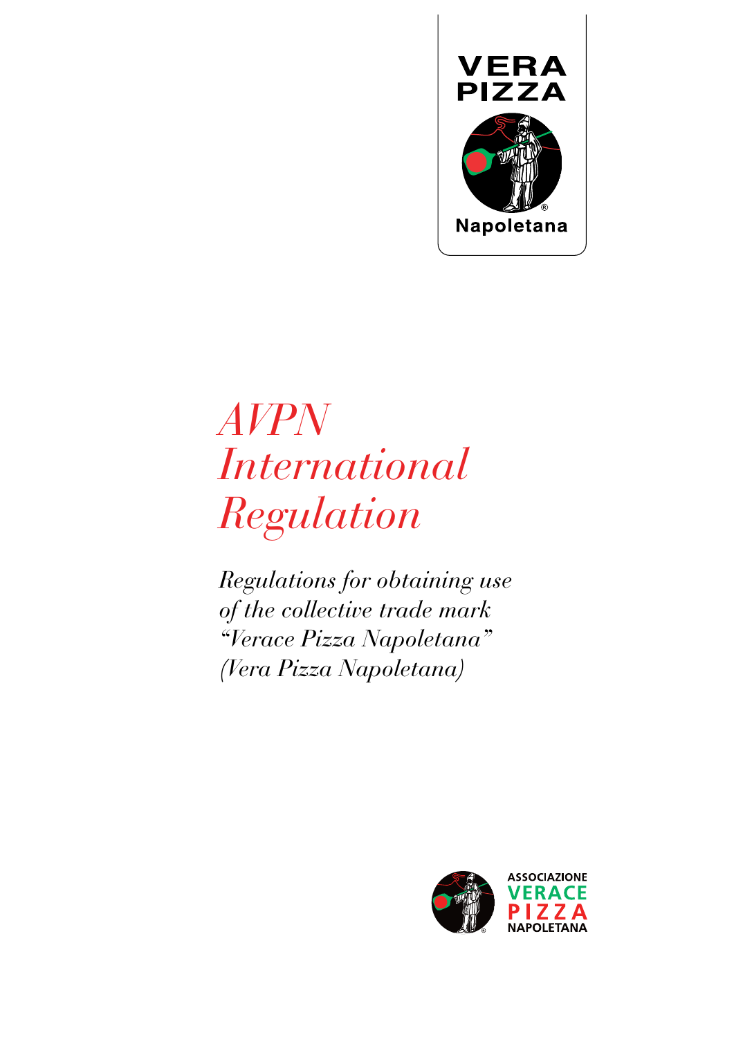VERA PIZZA Napoletana

# AVPN International Regulation

*Regulations for obtaining use of the collective trade mark "Verace Pizza Napoletana" (Vera Pizza Napoletana)*

ASSOCIAZIONE VERACE PIZZA NAPOLETANA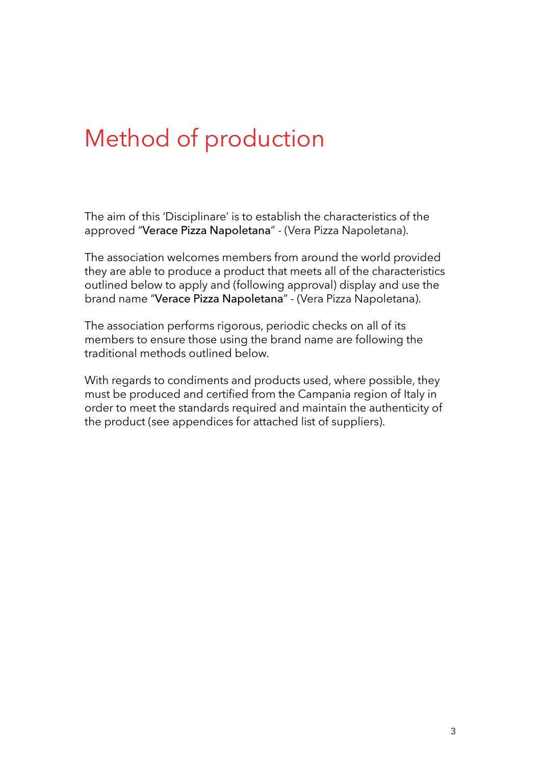# Method of production

The aim of this 'Disciplinare' is to establish the characteristics of the approved "**Verace Pizza Napoletana**" - (Vera Pizza Napoletana).

The association welcomes members from around the world provided they are able to produce a product that meets all of the characteristics outlined below to apply and (following approval) display and use the brand name "**Verace Pizza Napoletana**" - (Vera Pizza Napoletana).

The association performs rigorous, periodic checks on all of its members to ensure those using the brand name are following the traditional methods outlined below.

With regards to condiments and products used, where possible, they must be produced and certified from the Campania region of Italy in order to meet the standards required and maintain the authenticity of the product (see appendices for attached list of suppliers).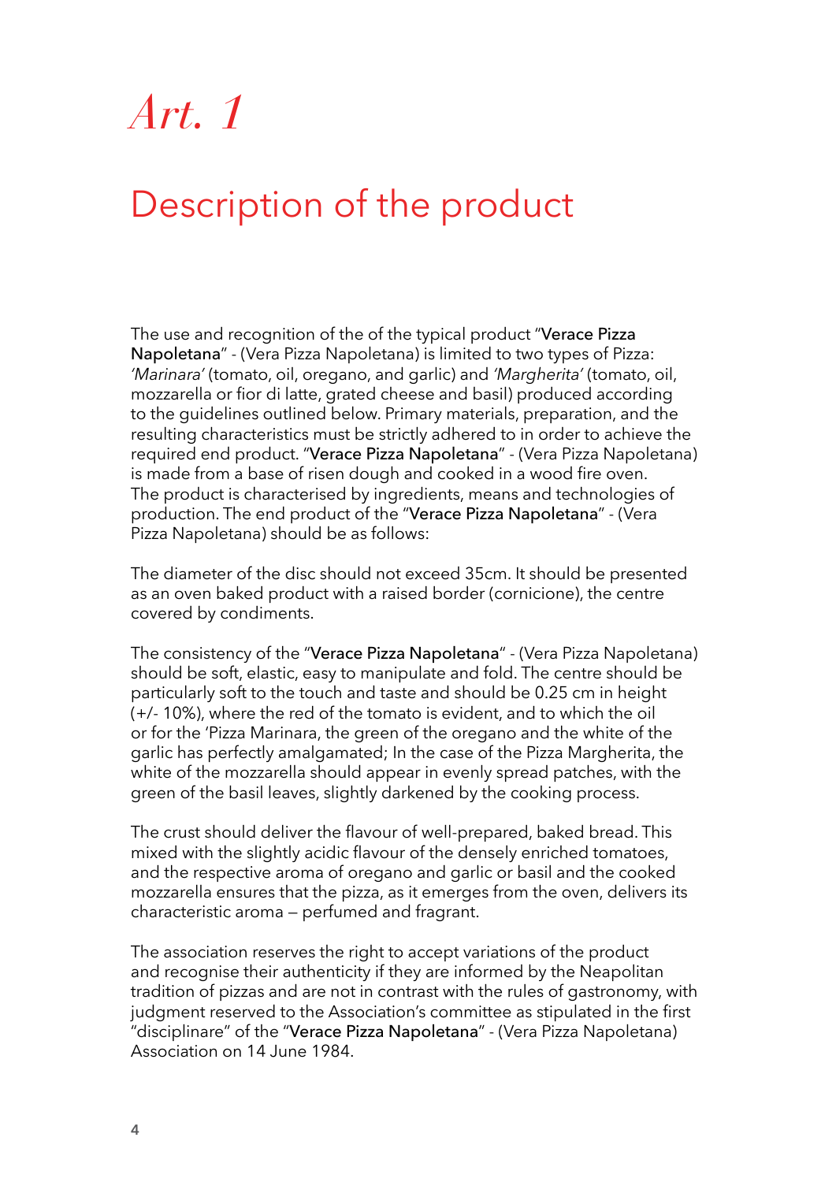# *Art. 1*

## Description of the product

The use and recognition of the of the typical product "**Verace Pizza Napoletana**" - (Vera Pizza Napoletana) is limited to two types of Pizza: *'Marinara'* (tomato, oil, oregano, and garlic) and *'Margherita'* (tomato, oil, mozzarella or fior di latte, grated cheese and basil) produced according to the guidelines outlined below. Primary materials, preparation, and the resulting characteristics must be strictly adhered to in order to achieve the required end product. "**Verace Pizza Napoletana**" - (Vera Pizza Napoletana) is made from a base of risen dough and cooked in a wood fire oven. The product is characterised by ingredients, means and technologies of production. The end product of the "**Verace Pizza Napoletana**" - (Vera Pizza Napoletana) should be as follows:

The diameter of the disc should not exceed 35cm. It should be presented as an oven baked product with a raised border (cornicione), the centre covered by condiments.

The consistency of the "**Verace Pizza Napoletana**" - (Vera Pizza Napoletana) should be soft, elastic, easy to manipulate and fold. The centre should be particularly soft to the touch and taste and should be 0.25 cm in height (+/- 10%), where the red of the tomato is evident, and to which the oil or for the 'Pizza Marinara, the green of the oregano and the white of the garlic has perfectly amalgamated; In the case of the Pizza Margherita, the white of the mozzarella should appear in evenly spread patches, with the green of the basil leaves, slightly darkened by the cooking process.

The crust should deliver the flavour of well-prepared, baked bread. This mixed with the slightly acidic flavour of the densely enriched tomatoes, and the respective aroma of oregano and garlic or basil and the cooked mozzarella ensures that the pizza, as it emerges from the oven, delivers its characteristic aroma – perfumed and fragrant.

The association reserves the right to accept variations of the product and recognise their authenticity if they are informed by the Neapolitan tradition of pizzas and are not in contrast with the rules of gastronomy, with judgment reserved to the Association's committee as stipulated in the first "disciplinare" of the "**Verace Pizza Napoletana**" - (Vera Pizza Napoletana) Association on 14 June 1984.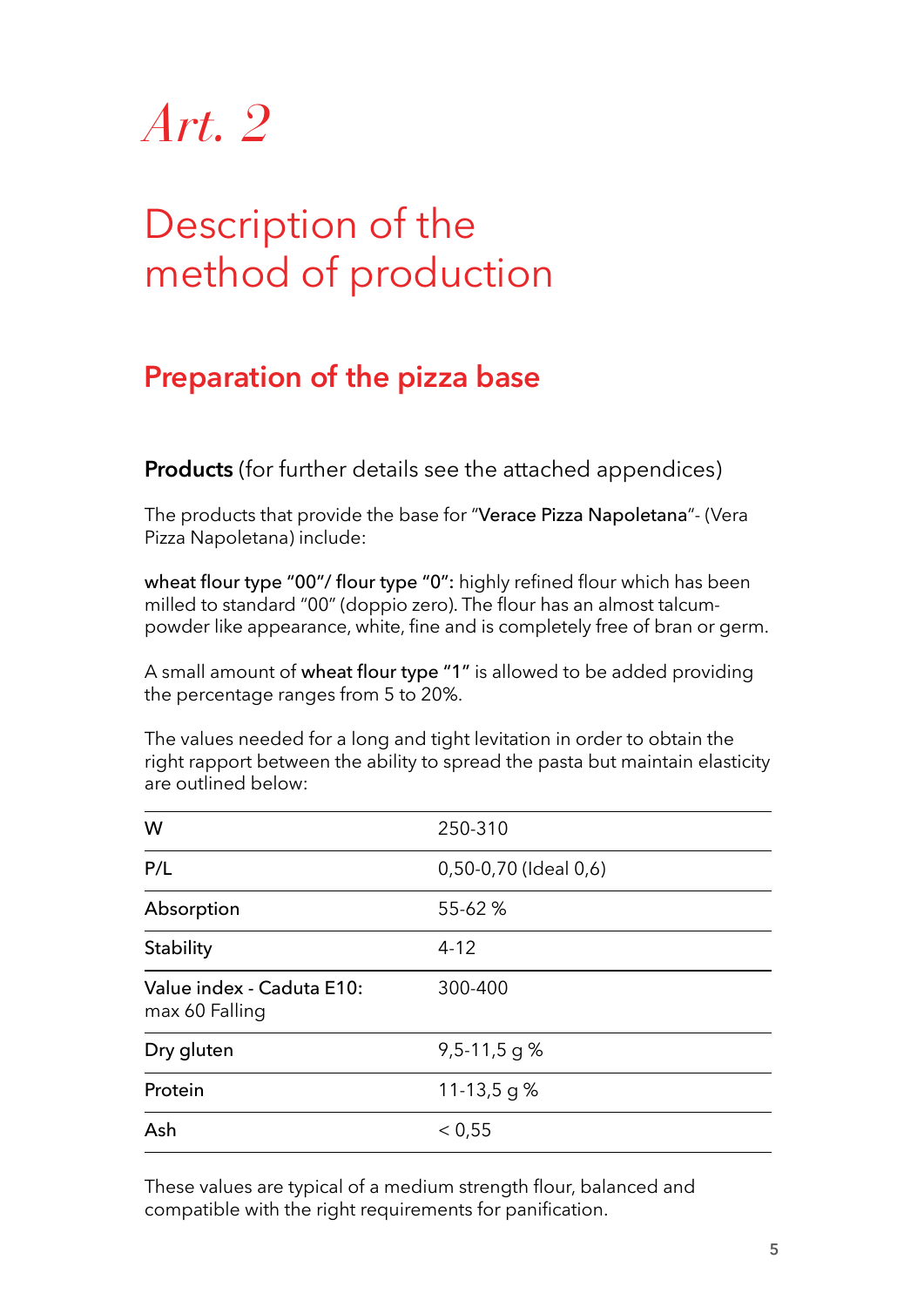# *Art. 2*

## Description of the method of production

### Preparation of the pizza base

**Products** (for further details see the attached appendices)

The products that provide the base for "**Verace Pizza Napoletana**"- (Vera Pizza Napoletana) include:

**wheat flour type "00"/ flour type "0":** highly refined flour which has been milled to standard "00" (doppio zero). The flour has an almost talcum-powder like appearance, white, fine and is completely free of bran or germ.

A small amount of **wheat flour type "1"** is allowed to be added providing the percentage ranges from 5 to 20%.

The values needed for a long and tight levitation in order to obtain the right rapport between the ability to spread the pasta but maintain elasticity are outlined below:

| | |
|---|---|
| W | 250-310 |
| P/L | 0,50-0,70 (Ideal 0,6) |
| Absorption | 55-62 % |
| Stability | 4-12 |
| Value index - Caduta E10: max 60 Falling | 300-400 |
| Dry gluten | 9,5-11,5 g % |
| Protein | 11-13,5 g % |
| Ash | < 0,55 |

These values are typical of a medium strength flour, balanced and compatible with the right requirements for panification.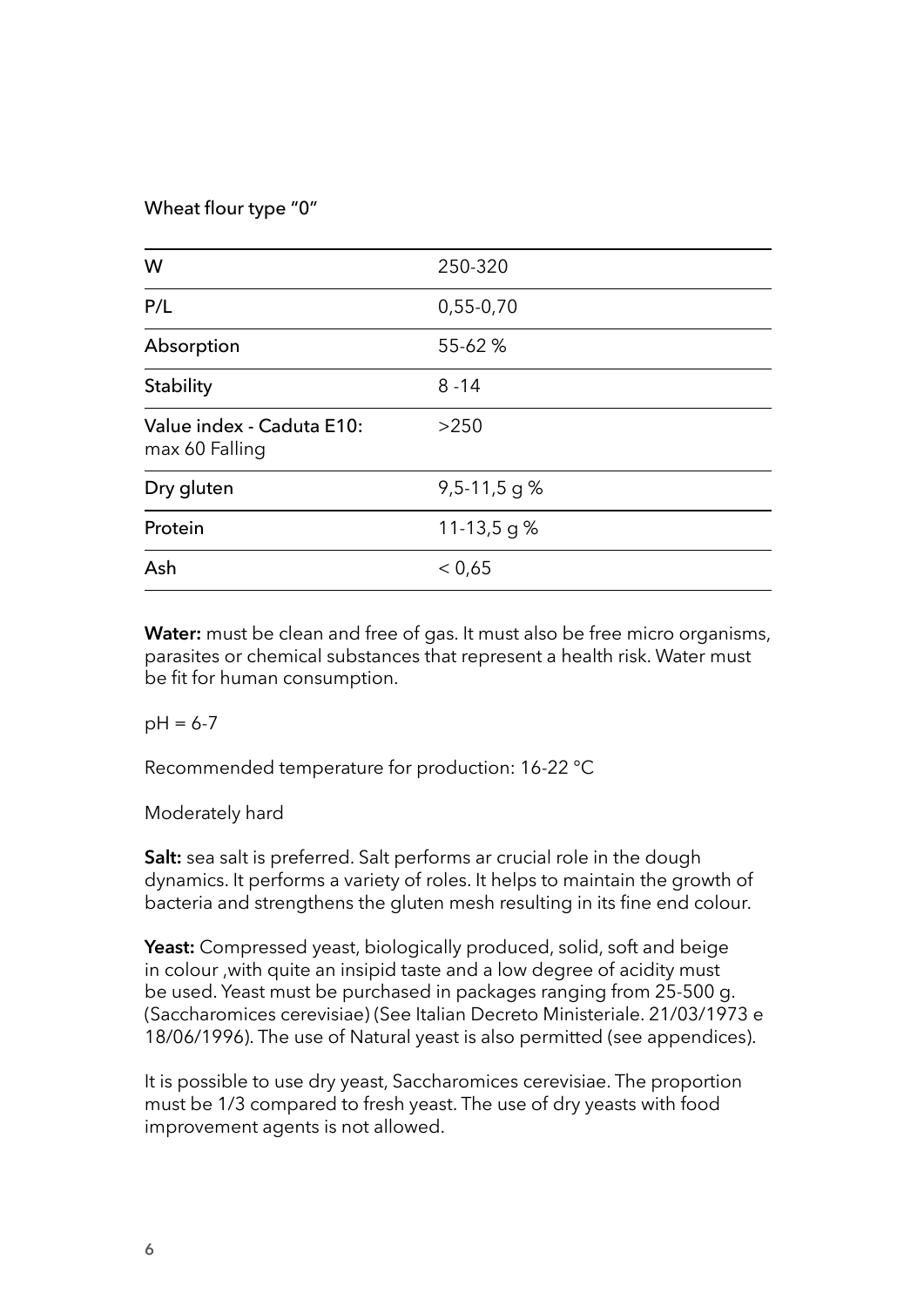Wheat flour type "0"

| W | 250-320 |
| --- | --- |
| P/L | 0,55-0,70 |
| Absorption | 55-62 % |
| Stability | 8 -14 |
| Value index - Caduta E10: max 60 Falling | >250 |
| Dry gluten | 9,5-11,5 g % |
| Protein | 11-13,5 g % |
| Ash | < 0,65 |

**Water:** must be clean and free of gas. It must also be free micro organisms, parasites or chemical substances that represent a health risk. Water must be fit for human consumption.

pH = 6-7

Recommended temperature for production: 16-22 °C

Moderately hard

**Salt:** sea salt is preferred. Salt performs ar crucial role in the dough dynamics. It performs a variety of roles. It helps to maintain the growth of bacteria and strengthens the gluten mesh resulting in its fine end colour.

**Yeast:** Compressed yeast, biologically produced, solid, soft and beige in colour ,with quite an insipid taste and a low degree of acidity must be used. Yeast must be purchased in packages ranging from 25-500 g. (Saccharomices cerevisiae) (See Italian Decreto Ministeriale. 21/03/1973 e 18/06/1996). The use of Natural yeast is also permitted (see appendices).

It is possible to use dry yeast, Saccharomices cerevisiae. The proportion must be 1/3 compared to fresh yeast. The use of dry yeasts with food improvement agents is not allowed.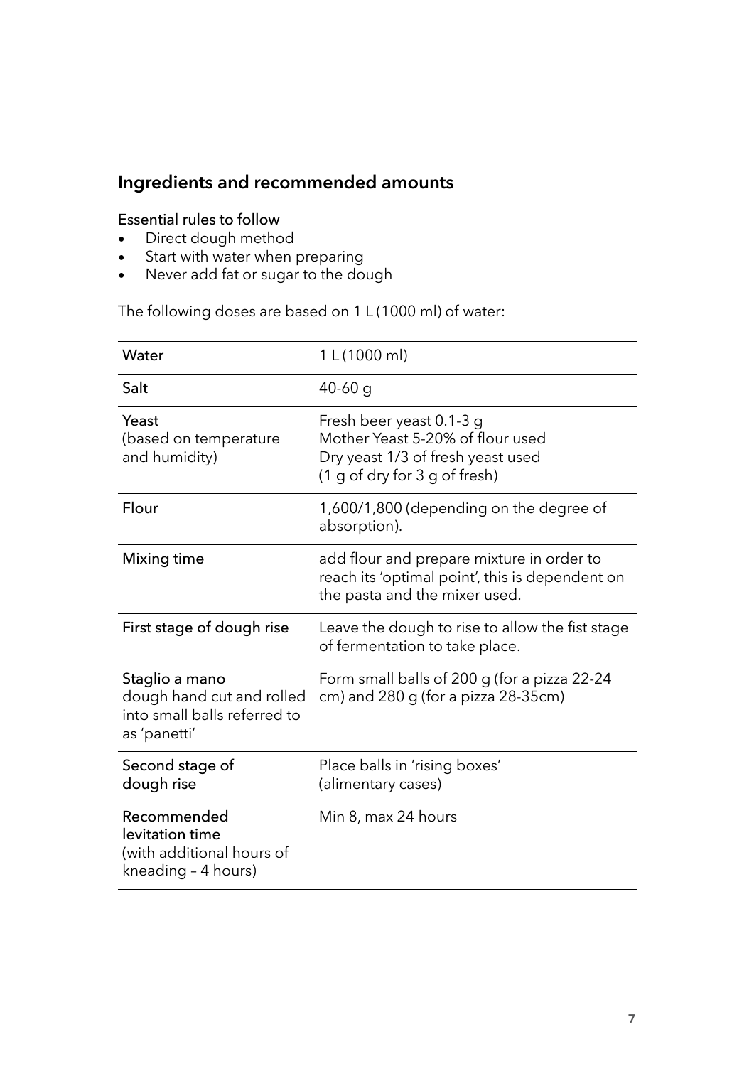## Ingredients and recommended amounts

### Essential rules to follow

- Direct dough method
- Start with water when preparing
- Never add fat or sugar to the dough

The following doses are based on 1 L (1000 ml) of water:

| | |
|---|---|
| Water | 1 L (1000 ml) |
| Salt | 40-60 g |
| Yeast<br>(based on temperature and humidity) | Fresh beer yeast 0.1-3 g<br>Mother Yeast 5-20% of flour used<br>Dry yeast 1/3 of fresh yeast used<br>(1 g of dry for 3 g of fresh) |
| Flour | 1,600/1,800 (depending on the degree of absorption). |
| Mixing time | add flour and prepare mixture in order to reach its 'optimal point', this is dependent on the pasta and the mixer used. |
| First stage of dough rise | Leave the dough to rise to allow the fist stage of fermentation to take place. |
| Staglio a mano<br>dough hand cut and rolled into small balls referred to as 'panetti' | Form small balls of 200 g (for a pizza 22-24 cm) and 280 g (for a pizza 28-35cm) |
| Second stage of dough rise | Place balls in 'rising boxes'<br>(alimentary cases) |
| Recommended levitation time<br>(with additional hours of kneading – 4 hours) | Min 8, max 24 hours |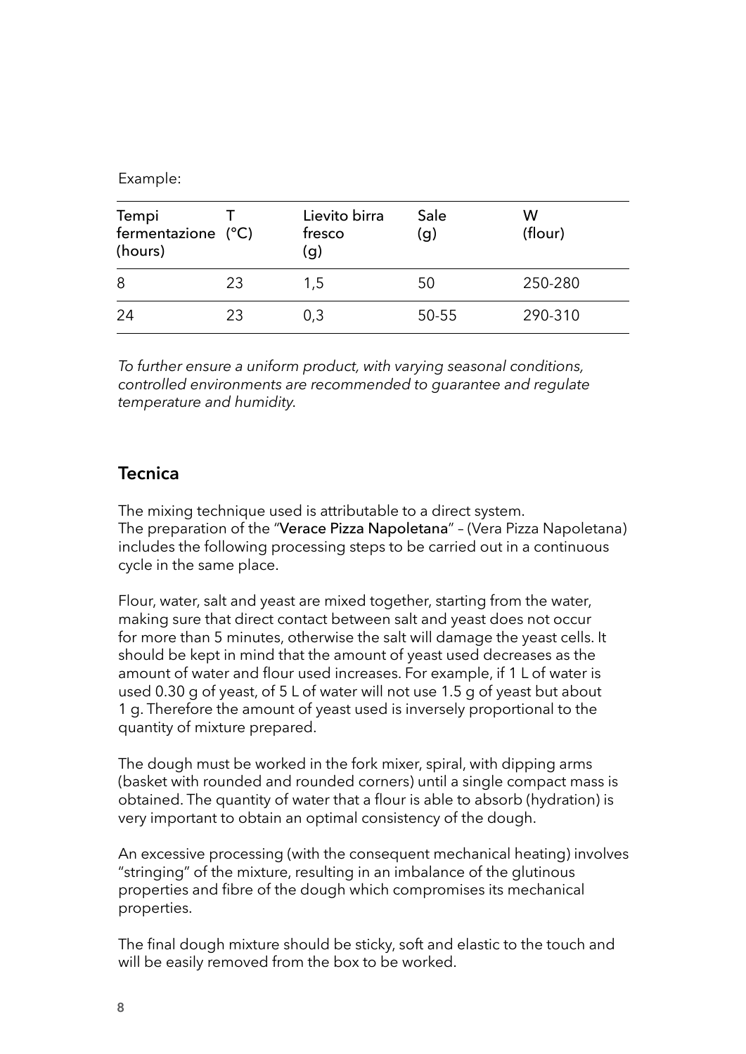Example:

| Tempi fermentazione (hours) | T (°C) | Lievito birra fresco (g) | Sale (g) | W (flour) |
|---|---|---|---|---|
| 8 | 23 | 1,5 | 50 | 250-280 |
| 24 | 23 | 0,3 | 50-55 | 290-310 |

*To further ensure a uniform product, with varying seasonal conditions, controlled environments are recommended to guarantee and regulate temperature and humidity.*

## Tecnica

The mixing technique used is attributable to a direct system.
The preparation of the "**Verace Pizza Napoletana**" – (Vera Pizza Napoletana) includes the following processing steps to be carried out in a continuous cycle in the same place.

Flour, water, salt and yeast are mixed together, starting from the water, making sure that direct contact between salt and yeast does not occur for more than 5 minutes, otherwise the salt will damage the yeast cells. It should be kept in mind that the amount of yeast used decreases as the amount of water and flour used increases. For example, if 1 L of water is used 0.30 g of yeast, of 5 L of water will not use 1.5 g of yeast but about 1 g. Therefore the amount of yeast used is inversely proportional to the quantity of mixture prepared.

The dough must be worked in the fork mixer, spiral, with dipping arms (basket with rounded and rounded corners) until a single compact mass is obtained. The quantity of water that a flour is able to absorb (hydration) is very important to obtain an optimal consistency of the dough.

An excessive processing (with the consequent mechanical heating) involves "stringing" of the mixture, resulting in an imbalance of the glutinous properties and fibre of the dough which compromises its mechanical properties.

The final dough mixture should be sticky, soft and elastic to the touch and will be easily removed from the box to be worked.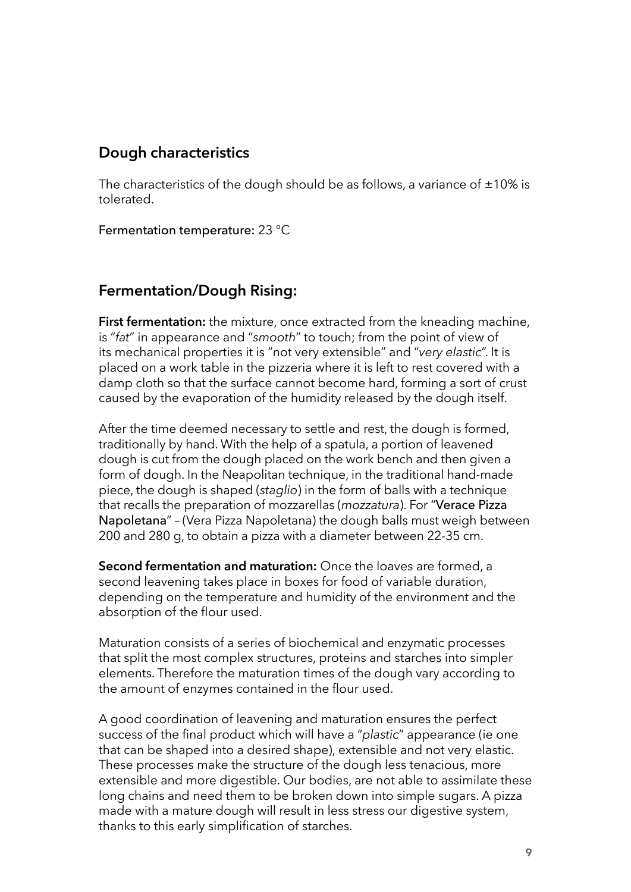## Dough characteristics

The characteristics of the dough should be as follows, a variance of ±10% is tolerated.

Fermentation temperature: 23 °C

## Fermentation/Dough Rising:

**First fermentation:** the mixture, once extracted from the kneading machine, is "*fat*" in appearance and "*smooth*" to touch; from the point of view of its mechanical properties it is "not very extensible" and "*very elastic*". It is placed on a work table in the pizzeria where it is left to rest covered with a damp cloth so that the surface cannot become hard, forming a sort of crust caused by the evaporation of the humidity released by the dough itself.

After the time deemed necessary to settle and rest, the dough is formed, traditionally by hand. With the help of a spatula, a portion of leavened dough is cut from the dough placed on the work bench and then given a form of dough. In the Neapolitan technique, in the traditional hand-made piece, the dough is shaped (*staglio*) in the form of balls with a technique that recalls the preparation of mozzarellas (*mozzatura*). For "**Verace Pizza Napoletana**" – (Vera Pizza Napoletana) the dough balls must weigh between 200 and 280 g, to obtain a pizza with a diameter between 22-35 cm.

**Second fermentation and maturation:** Once the loaves are formed, a second leavening takes place in boxes for food of variable duration, depending on the temperature and humidity of the environment and the absorption of the flour used.

Maturation consists of a series of biochemical and enzymatic processes that split the most complex structures, proteins and starches into simpler elements. Therefore the maturation times of the dough vary according to the amount of enzymes contained in the flour used.

A good coordination of leavening and maturation ensures the perfect success of the final product which will have a "*plastic*" appearance (ie one that can be shaped into a desired shape), extensible and not very elastic. These processes make the structure of the dough less tenacious, more extensible and more digestible. Our bodies, are not able to assimilate these long chains and need them to be broken down into simple sugars. A pizza made with a mature dough will result in less stress our digestive system, thanks to this early simplification of starches.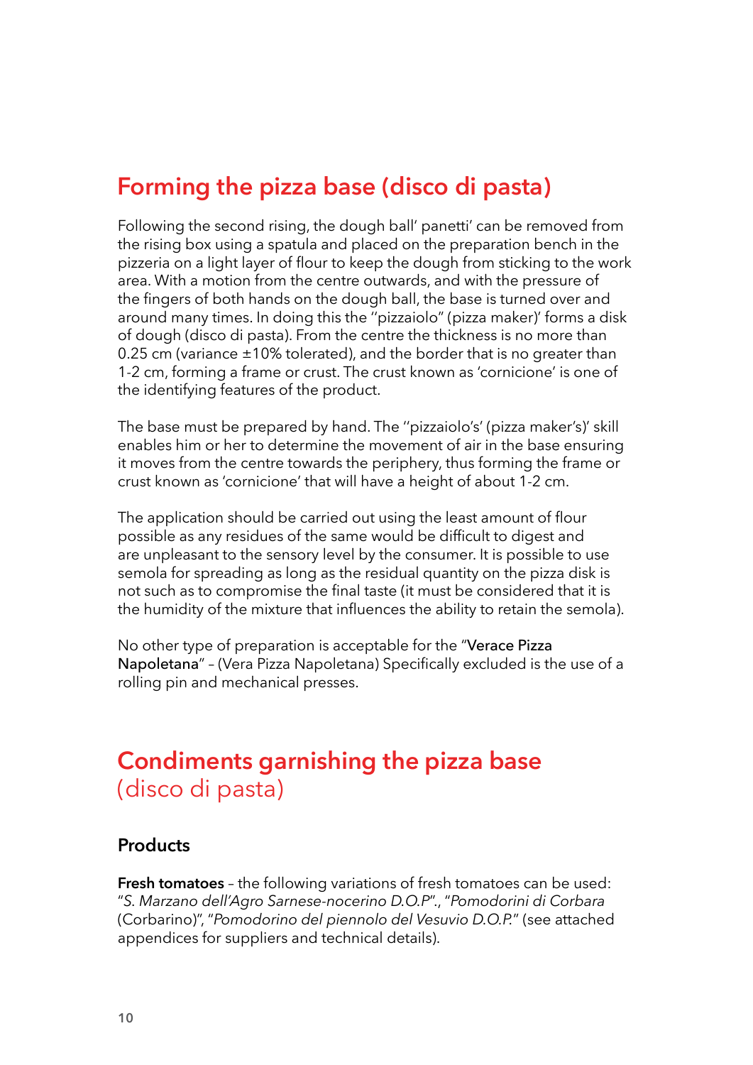## Forming the pizza base (disco di pasta)

Following the second rising, the dough ball' panetti' can be removed from the rising box using a spatula and placed on the preparation bench in the pizzeria on a light layer of flour to keep the dough from sticking to the work area. With a motion from the centre outwards, and with the pressure of the fingers of both hands on the dough ball, the base is turned over and around many times. In doing this the ''pizzaiolo" (pizza maker)' forms a disk of dough (disco di pasta). From the centre the thickness is no more than 0.25 cm (variance ±10% tolerated), and the border that is no greater than 1-2 cm, forming a frame or crust. The crust known as 'cornicione' is one of the identifying features of the product.

The base must be prepared by hand. The ''pizzaiolo's' (pizza maker's)' skill enables him or her to determine the movement of air in the base ensuring it moves from the centre towards the periphery, thus forming the frame or crust known as 'cornicione' that will have a height of about 1-2 cm.

The application should be carried out using the least amount of flour possible as any residues of the same would be difficult to digest and are unpleasant to the sensory level by the consumer. It is possible to use semola for spreading as long as the residual quantity on the pizza disk is not such as to compromise the final taste (it must be considered that it is the humidity of the mixture that influences the ability to retain the semola).

No other type of preparation is acceptable for the "**Verace Pizza Napoletana**" – (Vera Pizza Napoletana) Specifically excluded is the use of a rolling pin and mechanical presses.

## Condiments garnishing the pizza base (disco di pasta)

### Products

**Fresh tomatoes** – the following variations of fresh tomatoes can be used: "*S. Marzano dell'Agro Sarnese-nocerino D.O.P*"., "*Pomodorini di Corbara* (Corbarino)", "*Pomodorino del piennolo del Vesuvio D.O.P.*" (see attached appendices for suppliers and technical details).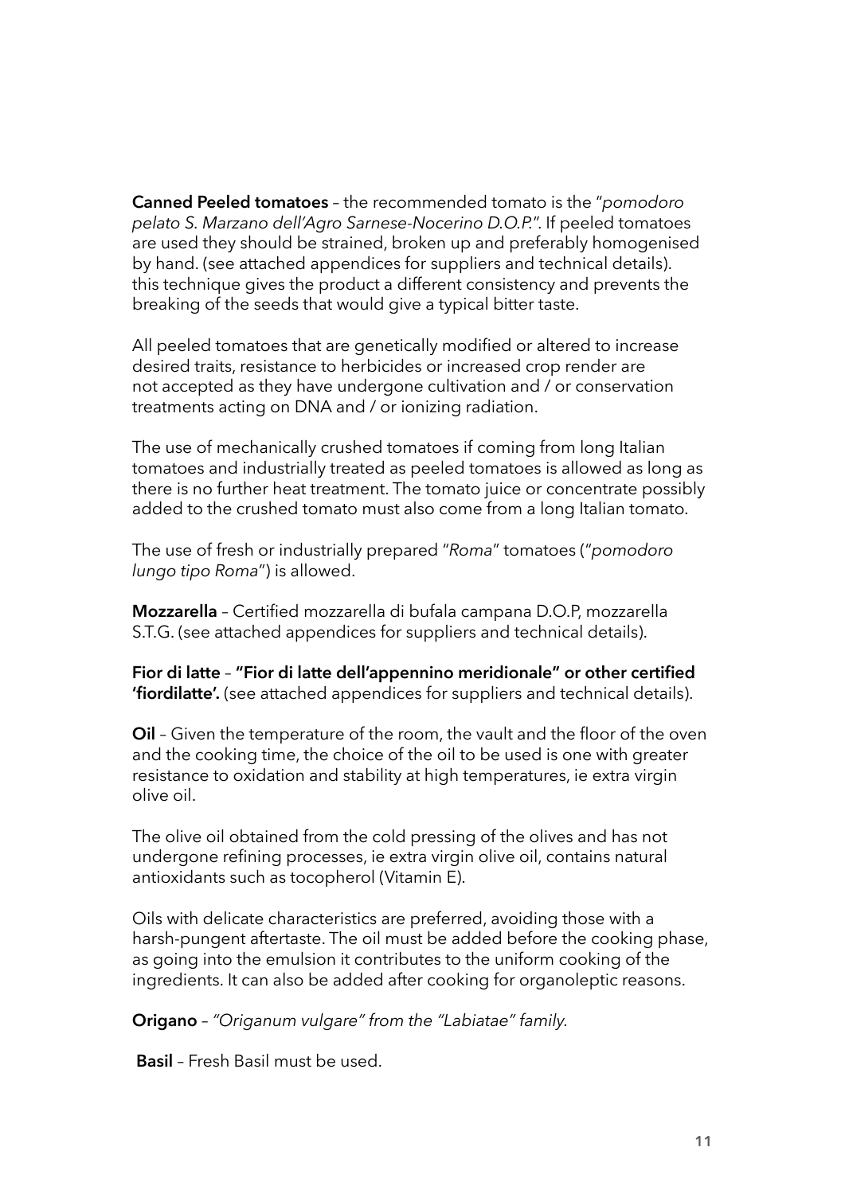**Canned Peeled tomatoes** – the recommended tomato is the "*pomodoro pelato S. Marzano dell'Agro Sarnese-Nocerino D.O.P.*". If peeled tomatoes are used they should be strained, broken up and preferably homogenised by hand. (see attached appendices for suppliers and technical details). this technique gives the product a different consistency and prevents the breaking of the seeds that would give a typical bitter taste.

All peeled tomatoes that are genetically modified or altered to increase desired traits, resistance to herbicides or increased crop render are not accepted as they have undergone cultivation and / or conservation treatments acting on DNA and / or ionizing radiation.

The use of mechanically crushed tomatoes if coming from long Italian tomatoes and industrially treated as peeled tomatoes is allowed as long as there is no further heat treatment. The tomato juice or concentrate possibly added to the crushed tomato must also come from a long Italian tomato.

The use of fresh or industrially prepared "*Roma*" tomatoes ("*pomodoro lungo tipo Roma*") is allowed.

**Mozzarella** – Certified mozzarella di bufala campana D.O.P, mozzarella S.T.G. (see attached appendices for suppliers and technical details).

**Fior di latte** – **"Fior di latte dell'appennino meridionale" or other certified 'fiordilatte'.** (see attached appendices for suppliers and technical details).

**Oil** – Given the temperature of the room, the vault and the floor of the oven and the cooking time, the choice of the oil to be used is one with greater resistance to oxidation and stability at high temperatures, ie extra virgin olive oil.

The olive oil obtained from the cold pressing of the olives and has not undergone refining processes, ie extra virgin olive oil, contains natural antioxidants such as tocopherol (Vitamin E).

Oils with delicate characteristics are preferred, avoiding those with a harsh-pungent aftertaste. The oil must be added before the cooking phase, as going into the emulsion it contributes to the uniform cooking of the ingredients. It can also be added after cooking for organoleptic reasons.

**Origano** – *"Origanum vulgare" from the "Labiatae" family.*

**Basil** – Fresh Basil must be used.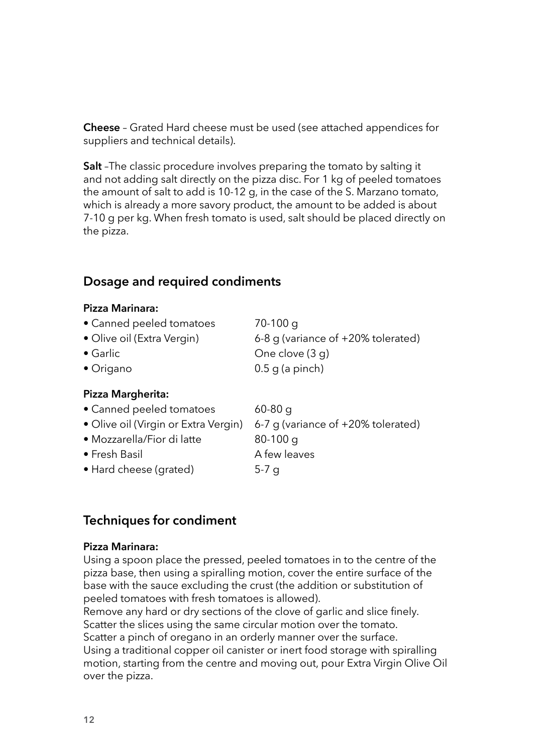**Cheese** – Grated Hard cheese must be used (see attached appendices for suppliers and technical details).

**Salt** –The classic procedure involves preparing the tomato by salting it and not adding salt directly on the pizza disc. For 1 kg of peeled tomatoes the amount of salt to add is 10-12 g, in the case of the S. Marzano tomato, which is already a more savory product, the amount to be added is about 7-10 g per kg. When fresh tomato is used, salt should be placed directly on the pizza.

## Dosage and required condiments

**Pizza Marinara:**

| | |
|---|---|
| • Canned peeled tomatoes | 70-100 g |
| • Olive oil (Extra Vergin) | 6-8 g (variance of +20% tolerated) |
| • Garlic | One clove (3 g) |
| • Origano | 0.5 g (a pinch) |

**Pizza Margherita:**

| | |
|---|---|
| • Canned peeled tomatoes | 60-80 g |
| • Olive oil (Virgin or Extra Vergin) | 6-7 g (variance of +20% tolerated) |
| • Mozzarella/Fior di latte | 80-100 g |
| • Fresh Basil | A few leaves |
| • Hard cheese (grated) | 5-7 g |

## Techniques for condiment

**Pizza Marinara:**

Using a spoon place the pressed, peeled tomatoes in to the centre of the pizza base, then using a spiralling motion, cover the entire surface of the base with the sauce excluding the crust (the addition or substitution of peeled tomatoes with fresh tomatoes is allowed).
Remove any hard or dry sections of the clove of garlic and slice finely. Scatter the slices using the same circular motion over the tomato.
Scatter a pinch of oregano in an orderly manner over the surface.
Using a traditional copper oil canister or inert food storage with spiralling motion, starting from the centre and moving out, pour Extra Virgin Olive Oil over the pizza.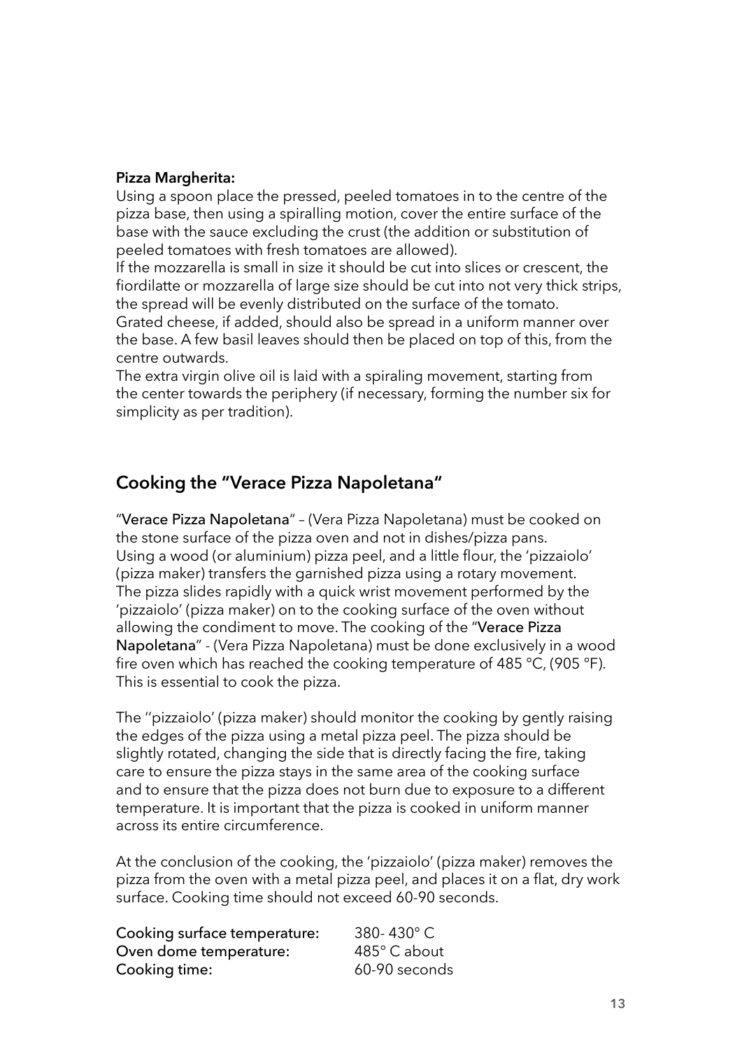**Pizza Margherita:**
Using a spoon place the pressed, peeled tomatoes in to the centre of the pizza base, then using a spiralling motion, cover the entire surface of the base with the sauce excluding the crust (the addition or substitution of peeled tomatoes with fresh tomatoes are allowed).
If the mozzarella is small in size it should be cut into slices or crescent, the fiordilatte or mozzarella of large size should be cut into not very thick strips, the spread will be evenly distributed on the surface of the tomato.
Grated cheese, if added, should also be spread in a uniform manner over the base. A few basil leaves should then be placed on top of this, from the centre outwards.
The extra virgin olive oil is laid with a spiraling movement, starting from the center towards the periphery (if necessary, forming the number six for simplicity as per tradition).

## Cooking the "Verace Pizza Napoletana"

"**Verace Pizza Napoletana**" – (Vera Pizza Napoletana) must be cooked on the stone surface of the pizza oven and not in dishes/pizza pans.
Using a wood (or aluminium) pizza peel, and a little flour, the 'pizzaiolo' (pizza maker) transfers the garnished pizza using a rotary movement. The pizza slides rapidly with a quick wrist movement performed by the 'pizzaiolo' (pizza maker) on to the cooking surface of the oven without allowing the condiment to move. The cooking of the "**Verace Pizza Napoletana**" - (Vera Pizza Napoletana) must be done exclusively in a wood fire oven which has reached the cooking temperature of 485 °C, (905 °F). This is essential to cook the pizza.

The ''pizzaiolo' (pizza maker) should monitor the cooking by gently raising the edges of the pizza using a metal pizza peel. The pizza should be slightly rotated, changing the side that is directly facing the fire, taking care to ensure the pizza stays in the same area of the cooking surface and to ensure that the pizza does not burn due to exposure to a different temperature. It is important that the pizza is cooked in uniform manner across its entire circumference.

At the conclusion of the cooking, the 'pizzaiolo' (pizza maker) removes the pizza from the oven with a metal pizza peel, and places it on a flat, dry work surface. Cooking time should not exceed 60-90 seconds.

| | |
|---|---|
| **Cooking surface temperature:** | 380- 430° C |
| **Oven dome temperature:** | 485° C about |
| **Cooking time:** | 60-90 seconds |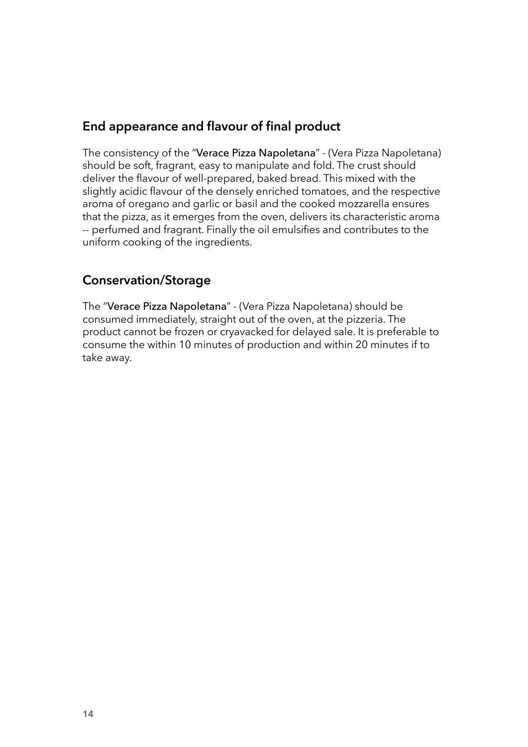## End appearance and flavour of final product

The consistency of the "**Verace Pizza Napoletana**" - (Vera Pizza Napoletana) should be soft, fragrant, easy to manipulate and fold. The crust should deliver the flavour of well-prepared, baked bread. This mixed with the slightly acidic flavour of the densely enriched tomatoes, and the respective aroma of oregano and garlic or basil and the cooked mozzarella ensures that the pizza, as it emerges from the oven, delivers its characteristic aroma -- perfumed and fragrant. Finally the oil emulsifies and contributes to the uniform cooking of the ingredients.

## Conservation/Storage

The "**Verace Pizza Napoletana**" - (Vera Pizza Napoletana) should be consumed immediately, straight out of the oven, at the pizzeria. The product cannot be frozen or cryavacked for delayed sale. It is preferable to consume the within 10 minutes of production and within 20 minutes if to take away.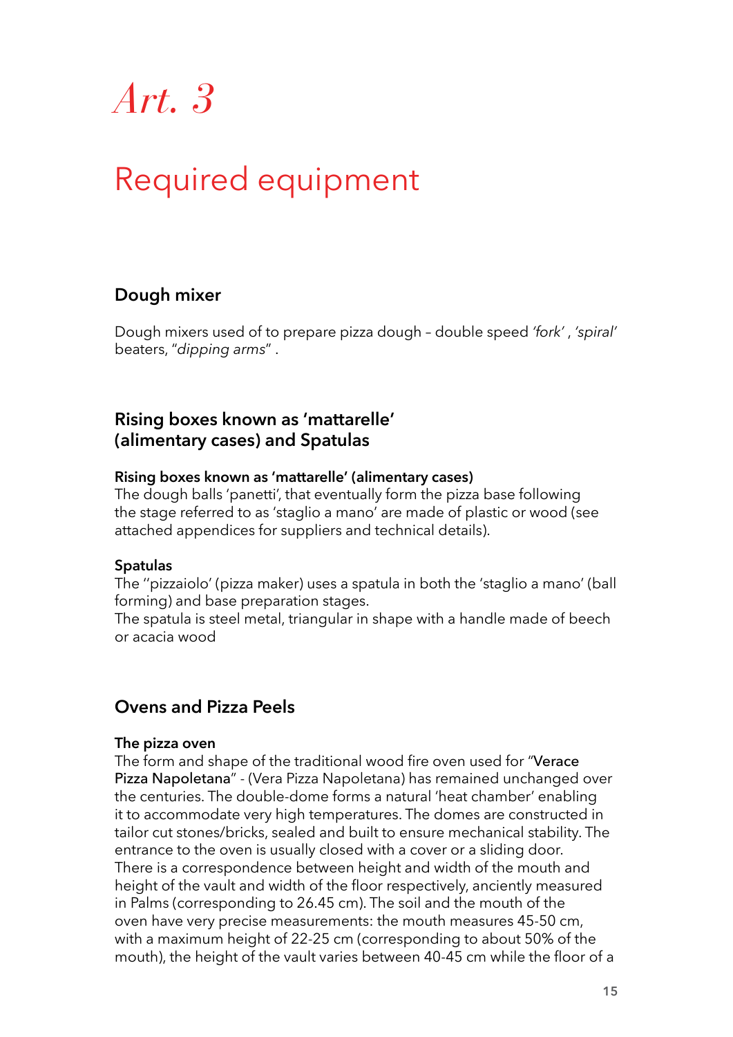# *Art. 3*

# Required equipment

### Dough mixer

Dough mixers used of to prepare pizza dough – double speed *'fork'* , *'spiral'* beaters, "*dipping arms*" .

### Rising boxes known as 'mattarelle' (alimentary cases) and Spatulas

**Rising boxes known as 'mattarelle' (alimentary cases)**
The dough balls 'panetti', that eventually form the pizza base following the stage referred to as 'staglio a mano' are made of plastic or wood (see attached appendices for suppliers and technical details).

**Spatulas**
The ''pizzaiolo' (pizza maker) uses a spatula in both the 'staglio a mano' (ball forming) and base preparation stages.
The spatula is steel metal, triangular in shape with a handle made of beech or acacia wood

### Ovens and Pizza Peels

**The pizza oven**
The form and shape of the traditional wood fire oven used for "**Verace Pizza Napoletana**" - (Vera Pizza Napoletana) has remained unchanged over the centuries. The double-dome forms a natural 'heat chamber' enabling it to accommodate very high temperatures. The domes are constructed in tailor cut stones/bricks, sealed and built to ensure mechanical stability. The entrance to the oven is usually closed with a cover or a sliding door. There is a correspondence between height and width of the mouth and height of the vault and width of the floor respectively, anciently measured in Palms (corresponding to 26.45 cm). The soil and the mouth of the oven have very precise measurements: the mouth measures 45-50 cm, with a maximum height of 22-25 cm (corresponding to about 50% of the mouth), the height of the vault varies between 40-45 cm while the floor of a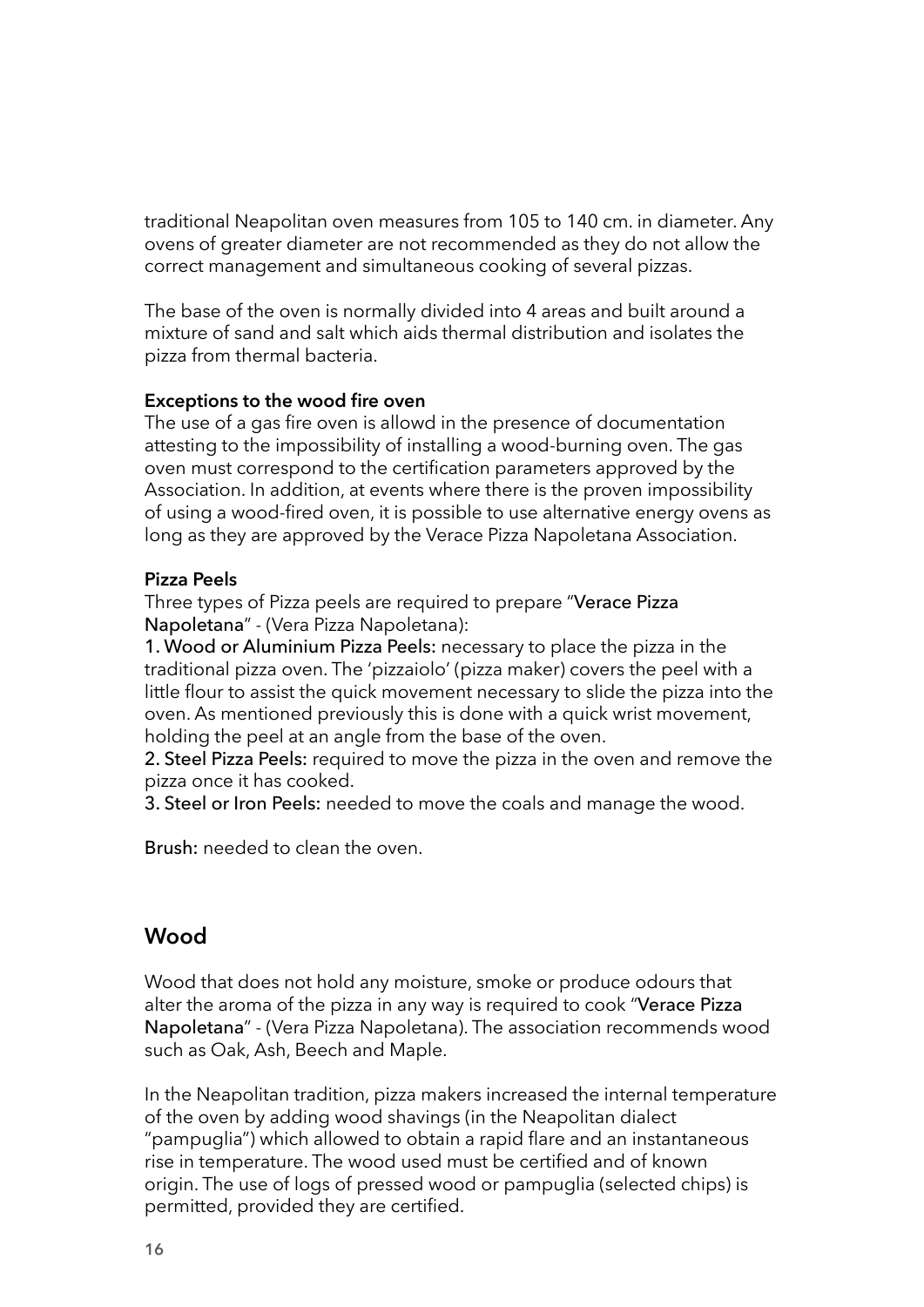traditional Neapolitan oven measures from 105 to 140 cm. in diameter. Any ovens of greater diameter are not recommended as they do not allow the correct management and simultaneous cooking of several pizzas.

The base of the oven is normally divided into 4 areas and built around a mixture of sand and salt which aids thermal distribution and isolates the pizza from thermal bacteria.

**Exceptions to the wood fire oven**
The use of a gas fire oven is allowd in the presence of documentation attesting to the impossibility of installing a wood-burning oven. The gas oven must correspond to the certification parameters approved by the Association. In addition, at events where there is the proven impossibility of using a wood-fired oven, it is possible to use alternative energy ovens as long as they are approved by the Verace Pizza Napoletana Association.

**Pizza Peels**
Three types of Pizza peels are required to prepare "**Verace Pizza Napoletana**" - (Vera Pizza Napoletana):
**1. Wood or Aluminium Pizza Peels:** necessary to place the pizza in the traditional pizza oven. The 'pizzaiolo' (pizza maker) covers the peel with a little flour to assist the quick movement necessary to slide the pizza into the oven. As mentioned previously this is done with a quick wrist movement, holding the peel at an angle from the base of the oven.
**2. Steel Pizza Peels:** required to move the pizza in the oven and remove the pizza once it has cooked.
**3. Steel or Iron Peels:** needed to move the coals and manage the wood.

**Brush:** needed to clean the oven.

## Wood

Wood that does not hold any moisture, smoke or produce odours that alter the aroma of the pizza in any way is required to cook "**Verace Pizza Napoletana**" - (Vera Pizza Napoletana). The association recommends wood such as Oak, Ash, Beech and Maple.

In the Neapolitan tradition, pizza makers increased the internal temperature of the oven by adding wood shavings (in the Neapolitan dialect "pampuglia") which allowed to obtain a rapid flare and an instantaneous rise in temperature. The wood used must be certified and of known origin. The use of logs of pressed wood or pampuglia (selected chips) is permitted, provided they are certified.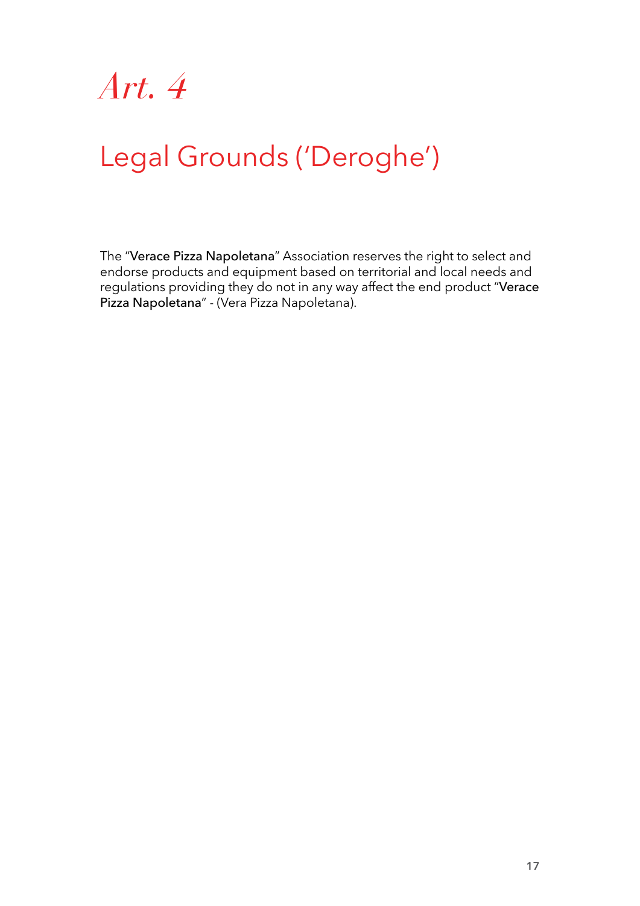# *Art. 4*

## Legal Grounds ('Deroghe')

The "**Verace Pizza Napoletana**" Association reserves the right to select and endorse products and equipment based on territorial and local needs and regulations providing they do not in any way affect the end product "**Verace Pizza Napoletana**" - (Vera Pizza Napoletana).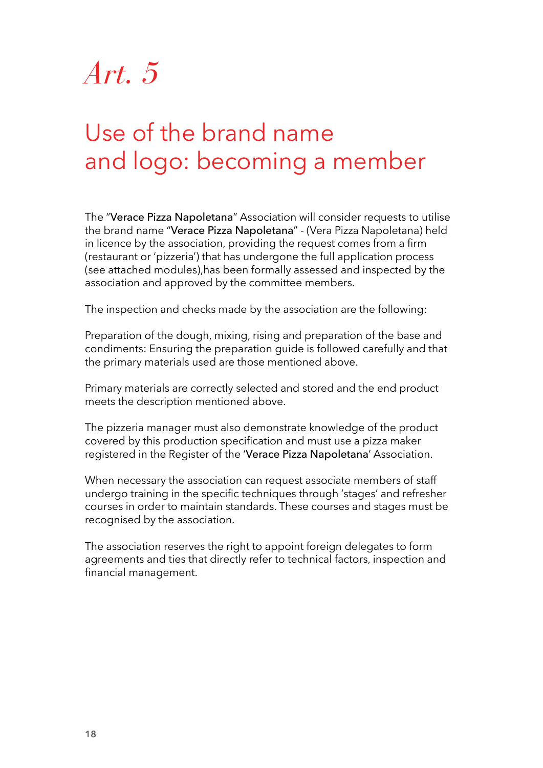# *Art. 5*

## Use of the brand name and logo: becoming a member

The "**Verace Pizza Napoletana**" Association will consider requests to utilise the brand name "**Verace Pizza Napoletana**" - (Vera Pizza Napoletana) held in licence by the association, providing the request comes from a firm (restaurant or 'pizzeria') that has undergone the full application process (see attached modules),has been formally assessed and inspected by the association and approved by the committee members.

The inspection and checks made by the association are the following:

Preparation of the dough, mixing, rising and preparation of the base and condiments: Ensuring the preparation guide is followed carefully and that the primary materials used are those mentioned above.

Primary materials are correctly selected and stored and the end product meets the description mentioned above.

The pizzeria manager must also demonstrate knowledge of the product covered by this production specification and must use a pizza maker registered in the Register of the '**Verace Pizza Napoletana**' Association.

When necessary the association can request associate members of staff undergo training in the specific techniques through 'stages' and refresher courses in order to maintain standards. These courses and stages must be recognised by the association.

The association reserves the right to appoint foreign delegates to form agreements and ties that directly refer to technical factors, inspection and financial management.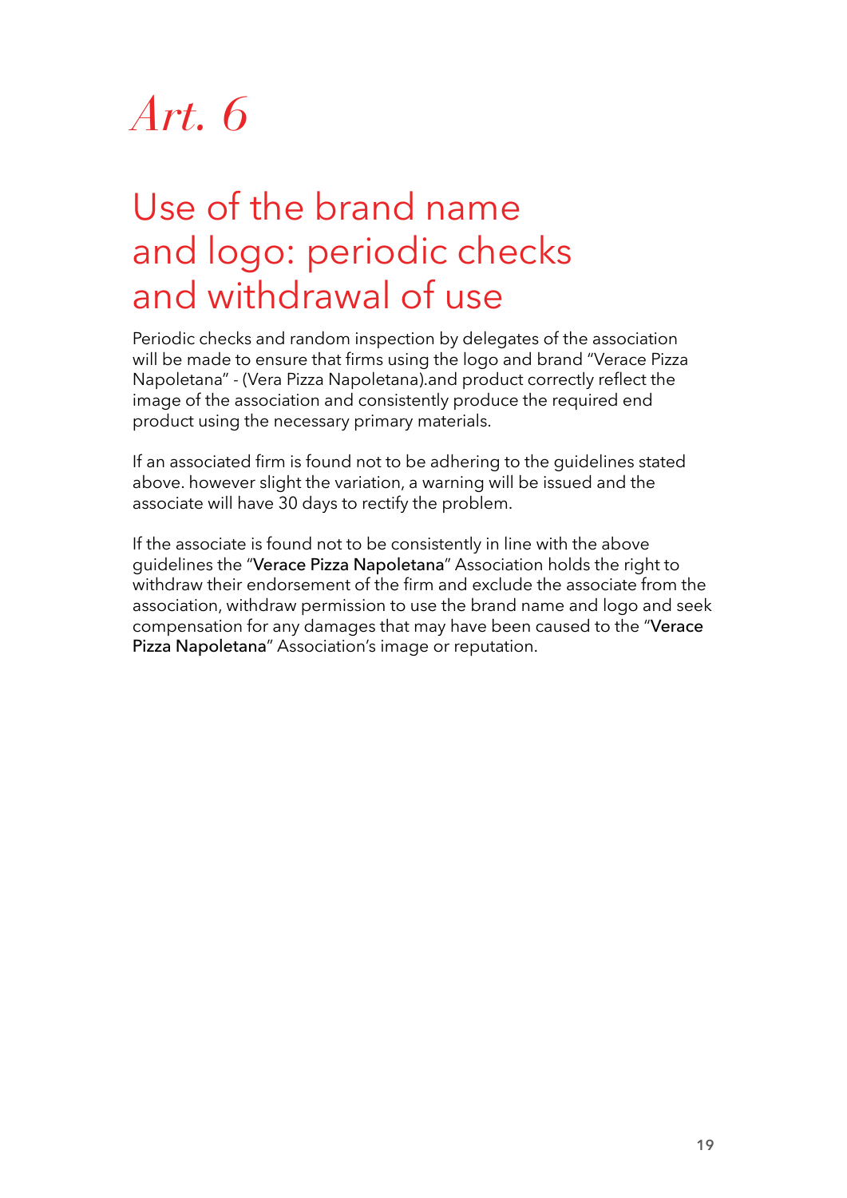# *Art. 6*

## Use of the brand name and logo: periodic checks and withdrawal of use

Periodic checks and random inspection by delegates of the association will be made to ensure that firms using the logo and brand "Verace Pizza Napoletana" - (Vera Pizza Napoletana).and product correctly reflect the image of the association and consistently produce the required end product using the necessary primary materials.

If an associated firm is found not to be adhering to the guidelines stated above. however slight the variation, a warning will be issued and the associate will have 30 days to rectify the problem.

If the associate is found not to be consistently in line with the above guidelines the "Verace Pizza Napoletana" Association holds the right to withdraw their endorsement of the firm and exclude the associate from the association, withdraw permission to use the brand name and logo and seek compensation for any damages that may have been caused to the "Verace Pizza Napoletana" Association's image or reputation.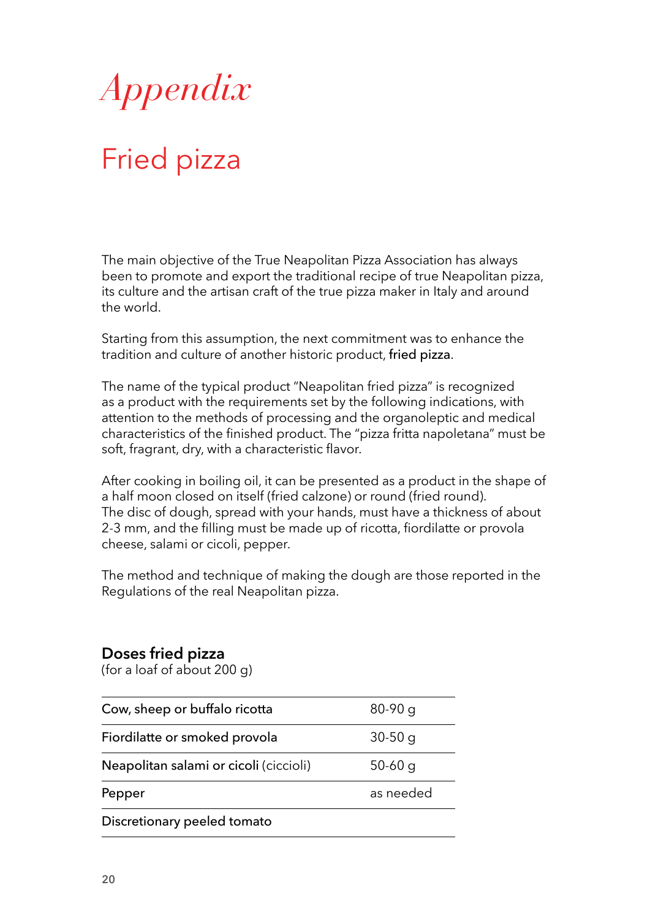# *Appendix*

## Fried pizza

The main objective of the True Neapolitan Pizza Association has always been to promote and export the traditional recipe of true Neapolitan pizza, its culture and the artisan craft of the true pizza maker in Italy and around the world.

Starting from this assumption, the next commitment was to enhance the tradition and culture of another historic product, fried pizza.

The name of the typical product "Neapolitan fried pizza" is recognized as a product with the requirements set by the following indications, with attention to the methods of processing and the organoleptic and medical characteristics of the finished product. The "pizza fritta napoletana" must be soft, fragrant, dry, with a characteristic flavor.

After cooking in boiling oil, it can be presented as a product in the shape of a half moon closed on itself (fried calzone) or round (fried round).
The disc of dough, spread with your hands, must have a thickness of about 2-3 mm, and the filling must be made up of ricotta, fiordilatte or provola cheese, salami or cicoli, pepper.

The method and technique of making the dough are those reported in the Regulations of the real Neapolitan pizza.

### Doses fried pizza

(for a loaf of about 200 g)

| | |
|---|---|
| Cow, sheep or buffalo ricotta | 80-90 g |
| Fiordilatte or smoked provola | 30-50 g |
| Neapolitan salami or cicoli (ciccioli) | 50-60 g |
| Pepper | as needed |
| Discretionary peeled tomato | |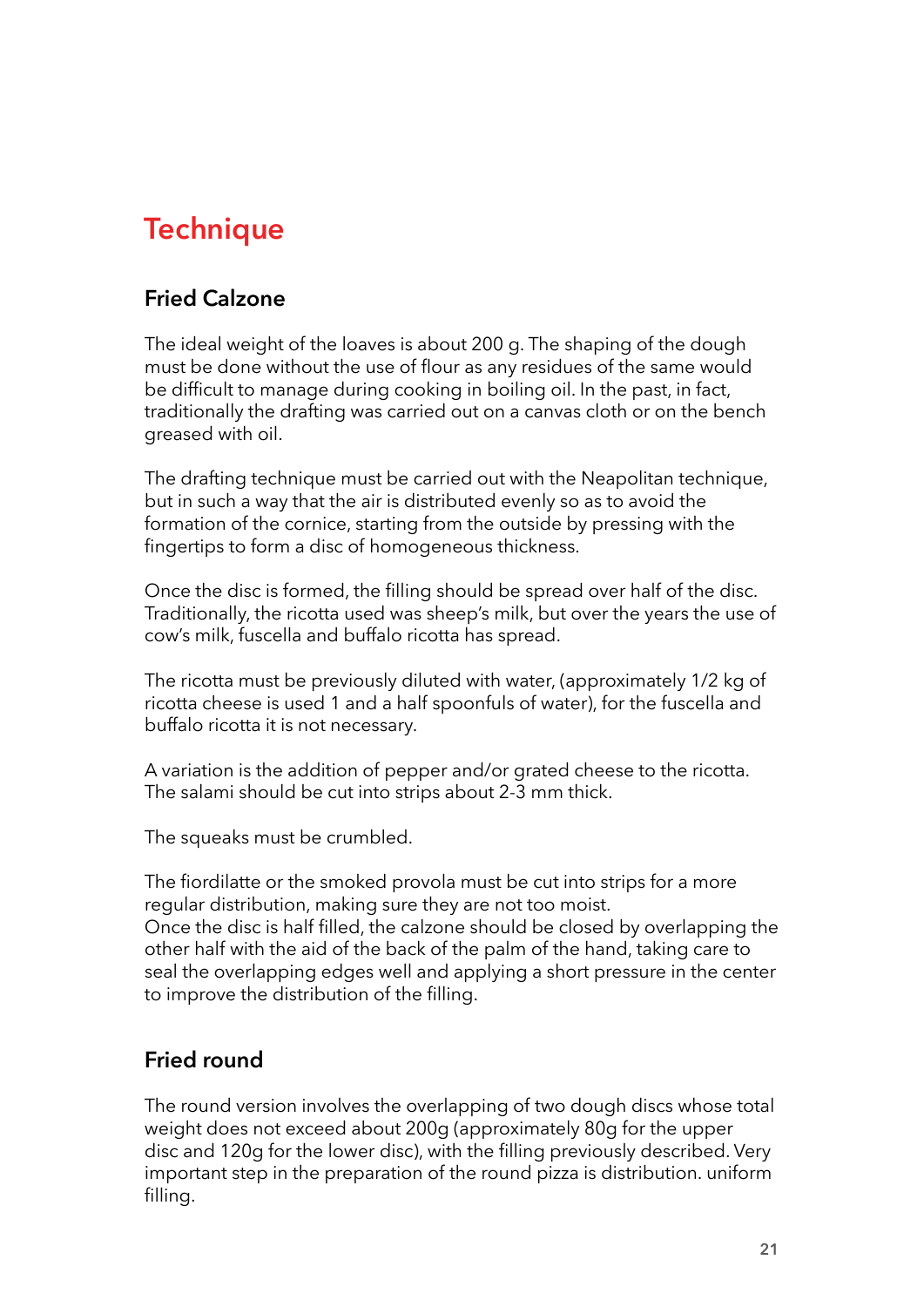# Technique

## Fried Calzone

The ideal weight of the loaves is about 200 g. The shaping of the dough must be done without the use of flour as any residues of the same would be difficult to manage during cooking in boiling oil. In the past, in fact, traditionally the drafting was carried out on a canvas cloth or on the bench greased with oil.

The drafting technique must be carried out with the Neapolitan technique, but in such a way that the air is distributed evenly so as to avoid the formation of the cornice, starting from the outside by pressing with the fingertips to form a disc of homogeneous thickness.

Once the disc is formed, the filling should be spread over half of the disc. Traditionally, the ricotta used was sheep's milk, but over the years the use of cow's milk, fuscella and buffalo ricotta has spread.

The ricotta must be previously diluted with water, (approximately 1/2 kg of ricotta cheese is used 1 and a half spoonfuls of water), for the fuscella and buffalo ricotta it is not necessary.

A variation is the addition of pepper and/or grated cheese to the ricotta. The salami should be cut into strips about 2-3 mm thick.

The squeaks must be crumbled.

The fiordilatte or the smoked provola must be cut into strips for a more regular distribution, making sure they are not too moist.
Once the disc is half filled, the calzone should be closed by overlapping the other half with the aid of the back of the palm of the hand, taking care to seal the overlapping edges well and applying a short pressure in the center to improve the distribution of the filling.

## Fried round

The round version involves the overlapping of two dough discs whose total weight does not exceed about 200g (approximately 80g for the upper disc and 120g for the lower disc), with the filling previously described. Very important step in the preparation of the round pizza is distribution. uniform filling.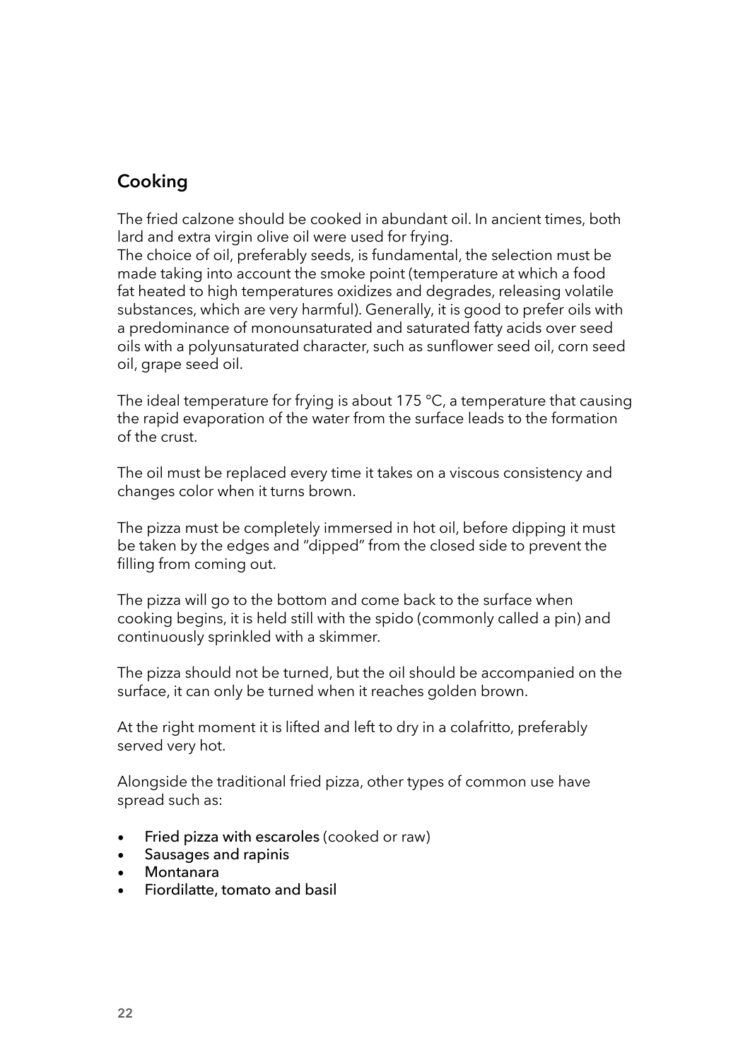## Cooking

The fried calzone should be cooked in abundant oil. In ancient times, both lard and extra virgin olive oil were used for frying.
The choice of oil, preferably seeds, is fundamental, the selection must be made taking into account the smoke point (temperature at which a food fat heated to high temperatures oxidizes and degrades, releasing volatile substances, which are very harmful). Generally, it is good to prefer oils with a predominance of monounsaturated and saturated fatty acids over seed oils with a polyunsaturated character, such as sunflower seed oil, corn seed oil, grape seed oil.

The ideal temperature for frying is about 175 °C, a temperature that causing the rapid evaporation of the water from the surface leads to the formation of the crust.

The oil must be replaced every time it takes on a viscous consistency and changes color when it turns brown.

The pizza must be completely immersed in hot oil, before dipping it must be taken by the edges and "dipped" from the closed side to prevent the filling from coming out.

The pizza will go to the bottom and come back to the surface when cooking begins, it is held still with the spido (commonly called a pin) and continuously sprinkled with a skimmer.

The pizza should not be turned, but the oil should be accompanied on the surface, it can only be turned when it reaches golden brown.

At the right moment it is lifted and left to dry in a colafritto, preferably served very hot.

Alongside the traditional fried pizza, other types of common use have spread such as:

- **Fried pizza with escaroles** (cooked or raw)
- **Sausages and rapinis**
- **Montanara**
- **Fiordilatte, tomato and basil**